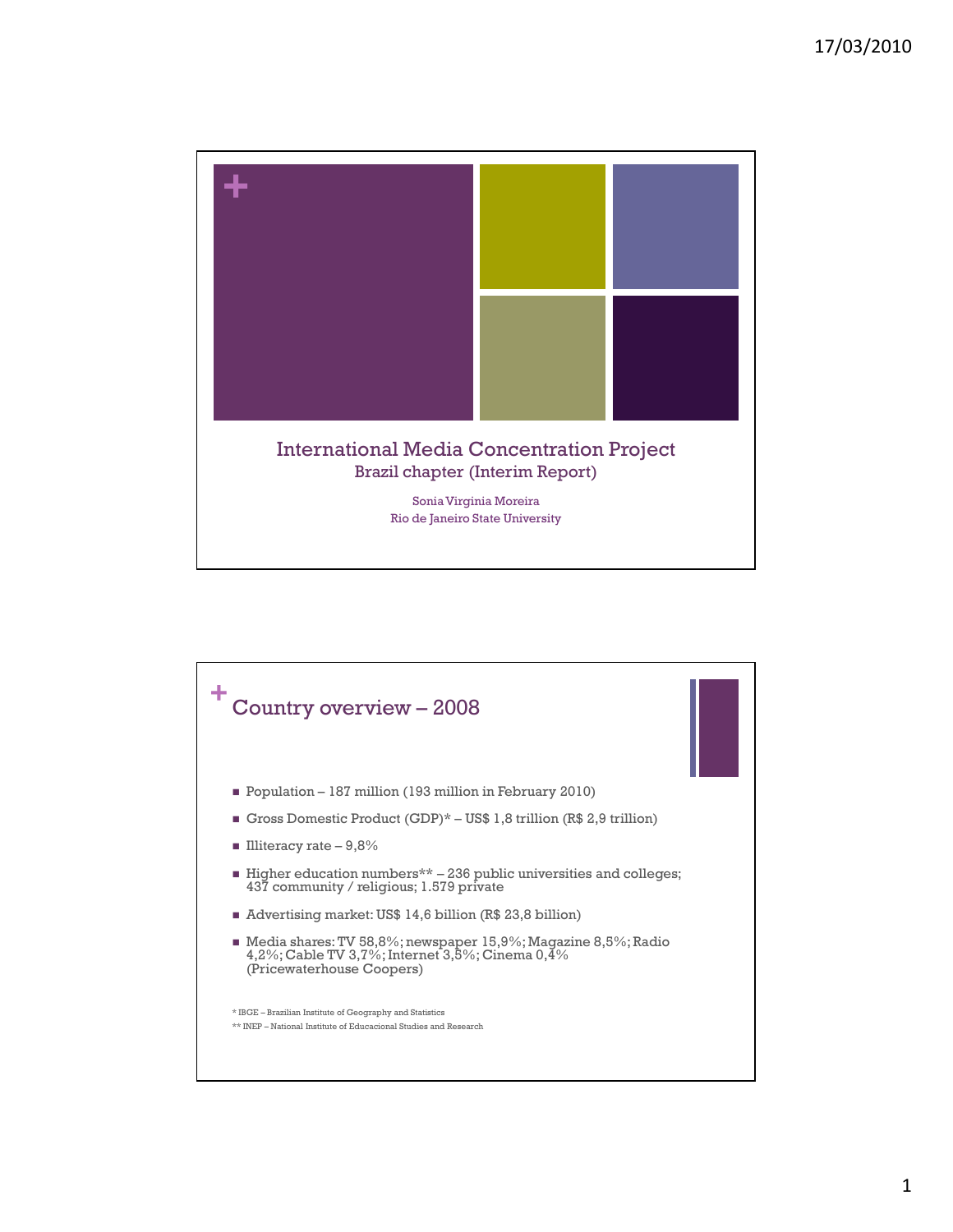# International Media Concentration Project

## Brazil chapter (Interim Report)

Sonia Virginia Moreira
Rio de Janeiro State University

---

## Country overview – 2008

- Population – 187 million (193 million in February 2010)
- Gross Domestic Product (GDP)* – US$ 1,8 trillion (R$ 2,9 trillion)
- Illiteracy rate – 9,8%
- Higher education numbers** – 236 public universities and colleges; 437 community / religious; 1.579 private
- Advertising market: US$ 14,6 billion (R$ 23,8 billion)
- Media shares: TV 58,8%; newspaper 15,9%; Magazine 8,5%; Radio 4,2%; Cable TV 3,7%; Internet 3,5%; Cinema 0,4% (Pricewaterhouse Coopers)

\* IBGE – Brazilian Institute of Geography and Statistics

\*\* INEP – National Institute of Educacional Studies and Research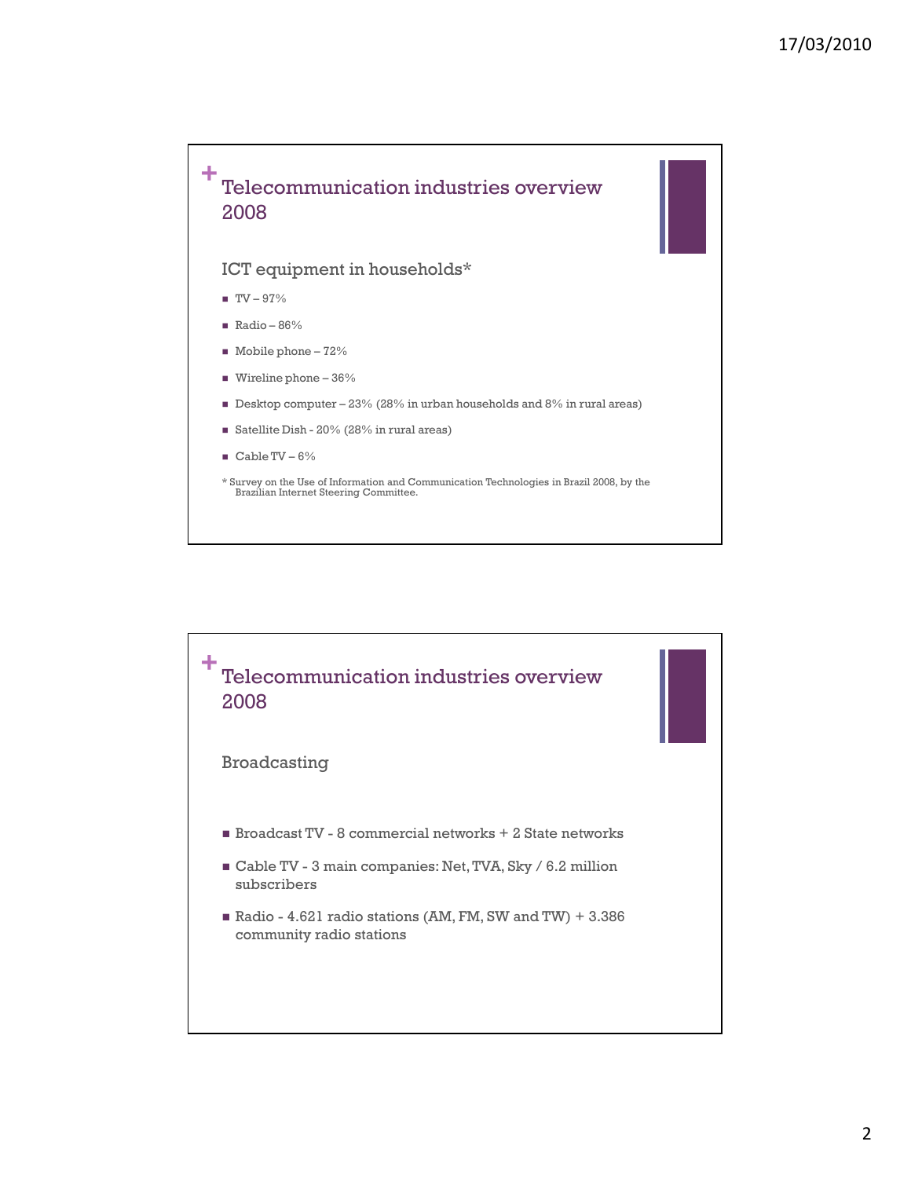## Telecommunication industries overview 2008

### ICT equipment in households*

- TV – 97%
- Radio – 86%
- Mobile phone – 72%
- Wireline phone – 36%
- Desktop computer – 23% (28% in urban households and 8% in rural areas)
- Satellite Dish - 20% (28% in rural areas)
- Cable TV – 6%

* Survey on the Use of Information and Communication Technologies in Brazil 2008, by the Brazilian Internet Steering Committee.

## Telecommunication industries overview 2008

### Broadcasting

- Broadcast TV - 8 commercial networks + 2 State networks
- Cable TV - 3 main companies: Net, TVA, Sky / 6.2 million subscribers
- Radio - 4.621 radio stations (AM, FM, SW and TW) + 3.386 community radio stations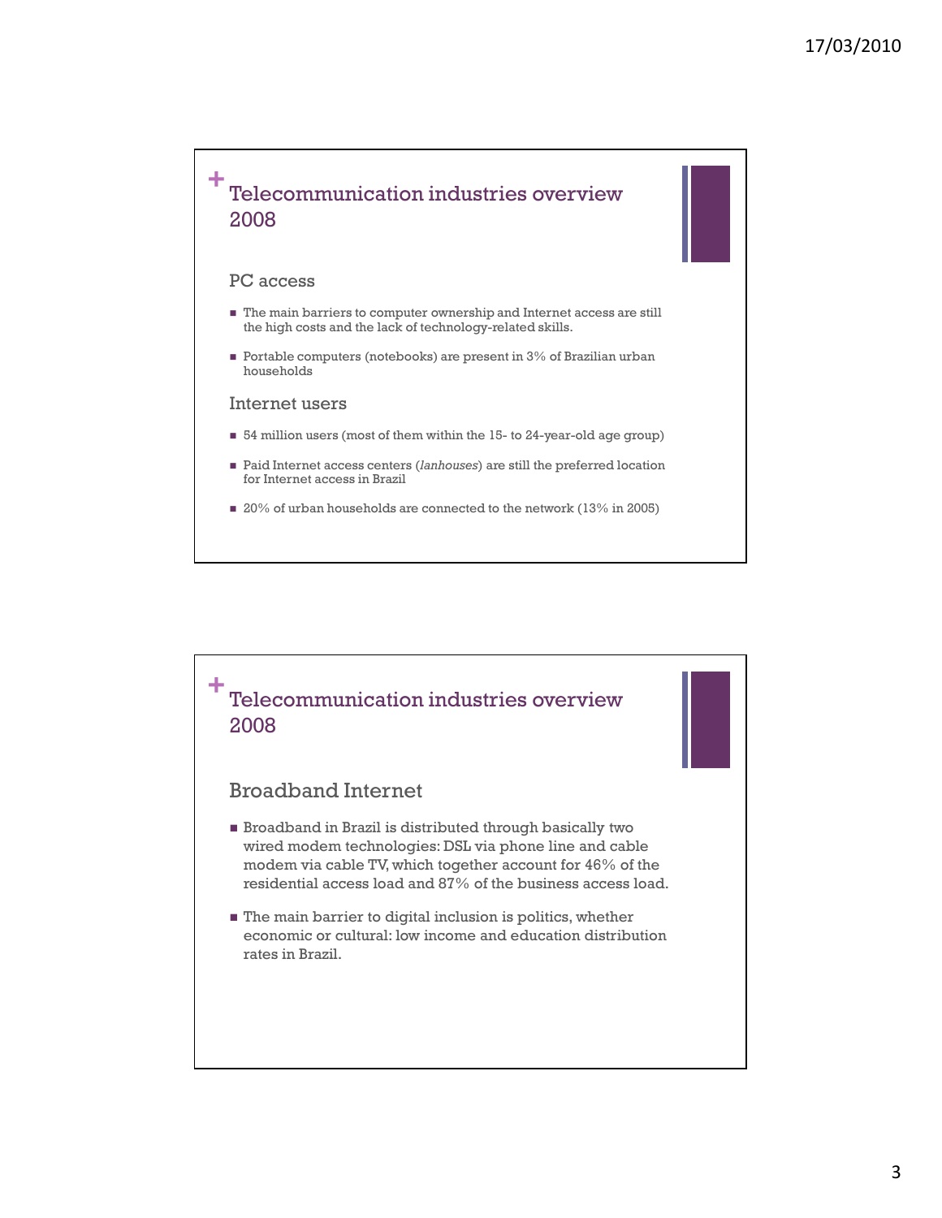## Telecommunication industries overview 2008

### PC access

- The main barriers to computer ownership and Internet access are still the high costs and the lack of technology-related skills.
- Portable computers (notebooks) are present in 3% of Brazilian urban households

### Internet users

- 54 million users (most of them within the 15- to 24-year-old age group)
- Paid Internet access centers (*lanhouses*) are still the preferred location for Internet access in Brazil
- 20% of urban households are connected to the network (13% in 2005)

## Telecommunication industries overview 2008

### Broadband Internet

- Broadband in Brazil is distributed through basically two wired modem technologies: DSL via phone line and cable modem via cable TV, which together account for 46% of the residential access load and 87% of the business access load.
- The main barrier to digital inclusion is politics, whether economic or cultural: low income and education distribution rates in Brazil.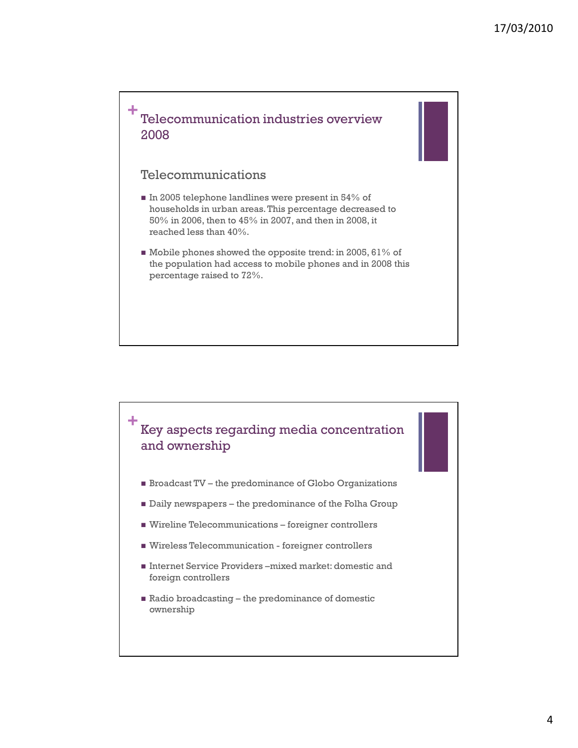## Telecommunication industries overview 2008

### Telecommunications

- In 2005 telephone landlines were present in 54% of households in urban areas. This percentage decreased to 50% in 2006, then to 45% in 2007, and then in 2008, it reached less than 40%.
- Mobile phones showed the opposite trend: in 2005, 61% of the population had access to mobile phones and in 2008 this percentage raised to 72%.

## Key aspects regarding media concentration and ownership

- Broadcast TV – the predominance of Globo Organizations
- Daily newspapers – the predominance of the Folha Group
- Wireline Telecommunications – foreigner controllers
- Wireless Telecommunication - foreigner controllers
- Internet Service Providers –mixed market: domestic and foreign controllers
- Radio broadcasting – the predominance of domestic ownership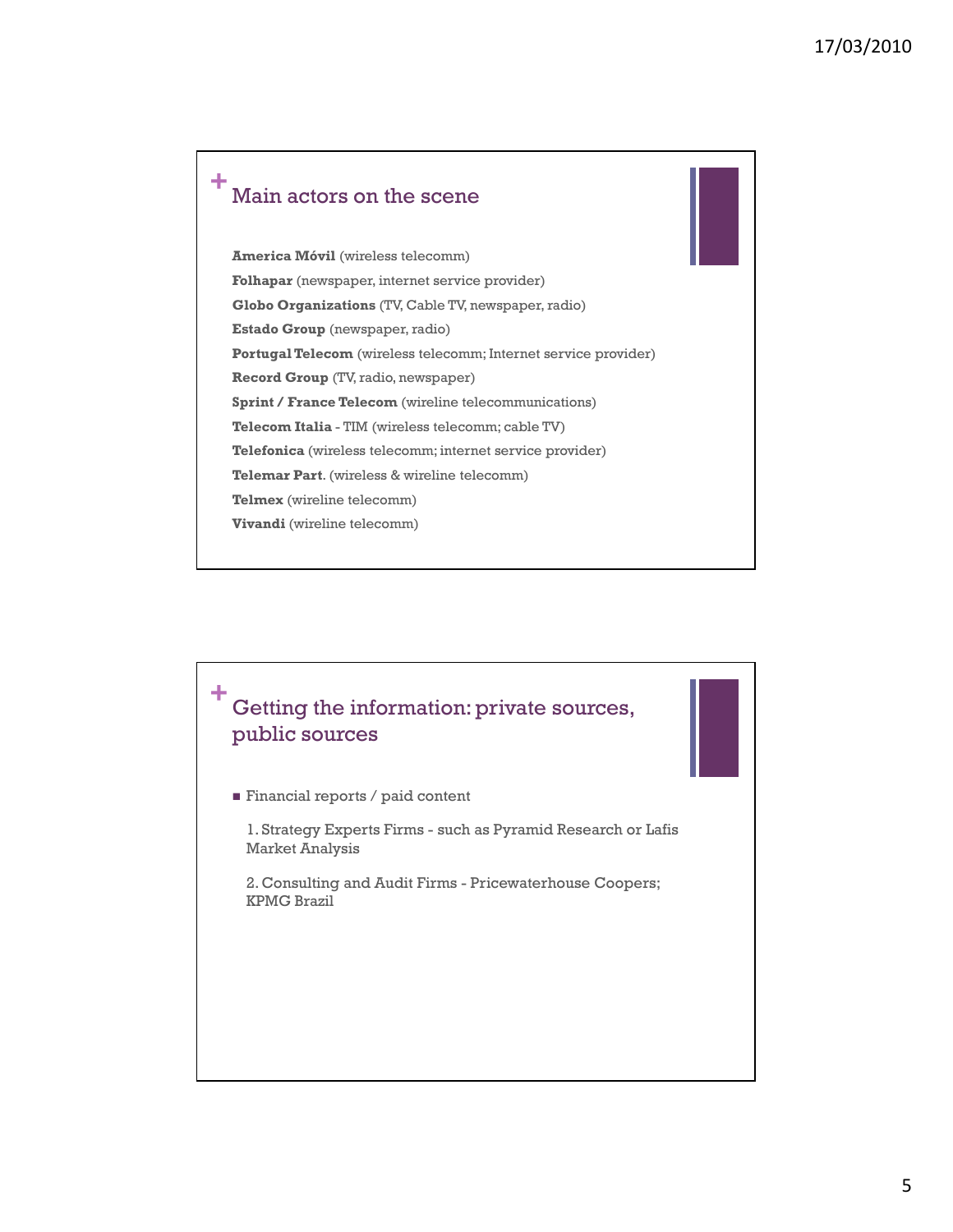## Main actors on the scene

**America Móvil** (wireless telecomm)

**Folhapar** (newspaper, internet service provider)

**Globo Organizations** (TV, Cable TV, newspaper, radio)

**Estado Group** (newspaper, radio)

**Portugal Telecom** (wireless telecomm; Internet service provider)

**Record Group** (TV, radio, newspaper)

**Sprint / France Telecom** (wireline telecommunications)

**Telecom Italia** - TIM (wireless telecomm; cable TV)

**Telefonica** (wireless telecomm; internet service provider)

**Telemar Part**. (wireless & wireline telecomm)

**Telmex** (wireline telecomm)

**Vivandi** (wireline telecomm)

## Getting the information: private sources, public sources

- Financial reports / paid content

  1. Strategy Experts Firms - such as Pyramid Research or Lafis Market Analysis

  2. Consulting and Audit Firms - Pricewaterhouse Coopers; KPMG Brazil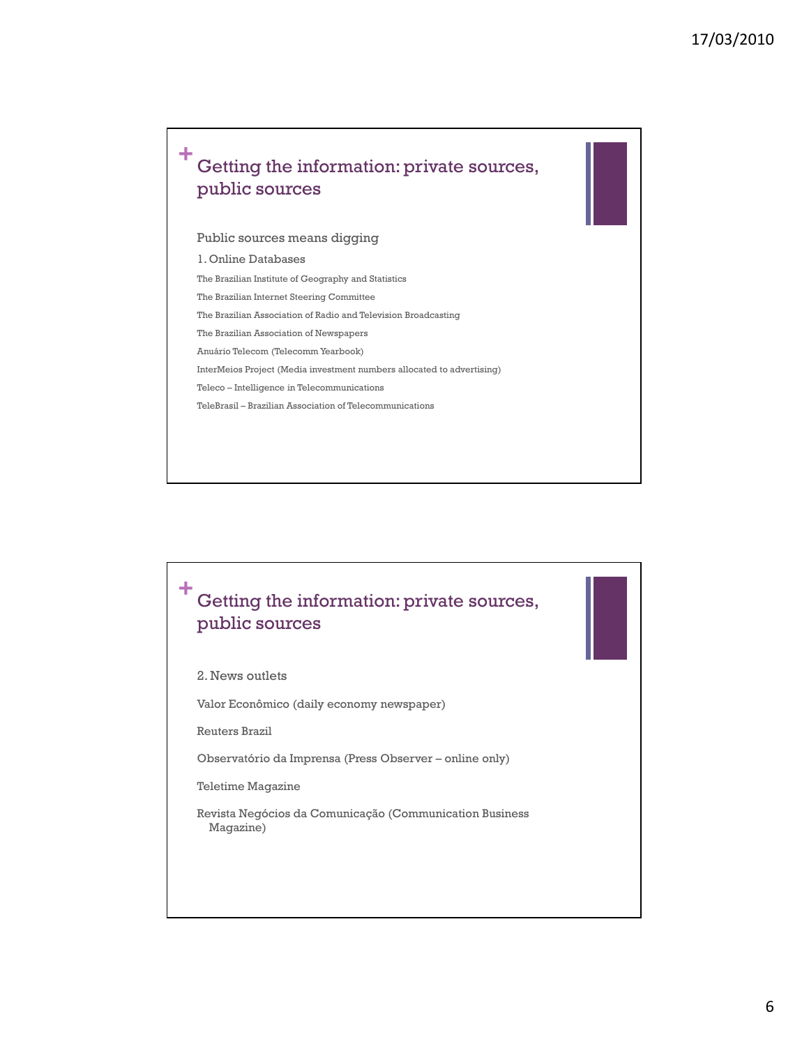## Getting the information: private sources, public sources

Public sources means digging

1. Online Databases

The Brazilian Institute of Geography and Statistics

The Brazilian Internet Steering Committee

The Brazilian Association of Radio and Television Broadcasting

The Brazilian Association of Newspapers

Anuário Telecom (Telecomm Yearbook)

InterMeios Project (Media investment numbers allocated to advertising)

Teleco – Intelligence in Telecommunications

TeleBrasil – Brazilian Association of Telecommunications

## Getting the information: private sources, public sources

2. News outlets

Valor Econômico (daily economy newspaper)

Reuters Brazil

Observatório da Imprensa (Press Observer – online only)

Teletime Magazine

Revista Negócios da Comunicação (Communication Business Magazine)